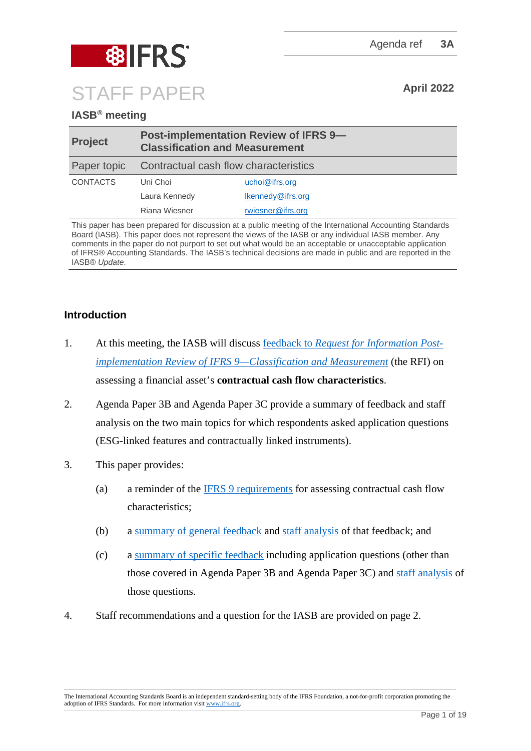Agenda ref 3A

# STAFF PAPER

April 2022

**IASB® meeting**

| **Project** | **Post-implementation Review of IFRS 9—Classification and Measurement** | |
|---|---|---|
| Paper topic | Contractual cash flow characteristics | |
| CONTACTS | Uni Choi | uchoi@ifrs.org |
| | Laura Kennedy | lkennedy@ifrs.org |
| | Riana Wiesner | rwiesner@ifrs.org |

This paper has been prepared for discussion at a public meeting of the International Accounting Standards Board (IASB). This paper does not represent the views of the IASB or any individual IASB member. Any comments in the paper do not purport to set out what would be an acceptable or unacceptable application of IFRS® Accounting Standards. The IASB's technical decisions are made in public and are reported in the IASB® *Update*.

## Introduction

1. At this meeting, the IASB will discuss feedback to *Request for Information Post-implementation Review of IFRS 9—Classification and Measurement* (the RFI) on assessing a financial asset's **contractual cash flow characteristics**.

2. Agenda Paper 3B and Agenda Paper 3C provide a summary of feedback and staff analysis on the two main topics for which respondents asked application questions (ESG-linked features and contractually linked instruments).

3. This paper provides:

   (a) a reminder of the IFRS 9 requirements for assessing contractual cash flow characteristics;

   (b) a summary of general feedback and staff analysis of that feedback; and

   (c) a summary of specific feedback including application questions (other than those covered in Agenda Paper 3B and Agenda Paper 3C) and staff analysis of those questions.

4. Staff recommendations and a question for the IASB are provided on page 2.

The International Accounting Standards Board is an independent standard-setting body of the IFRS Foundation, a not-for-profit corporation promoting the adoption of IFRS Standards. For more information visit www.ifrs.org.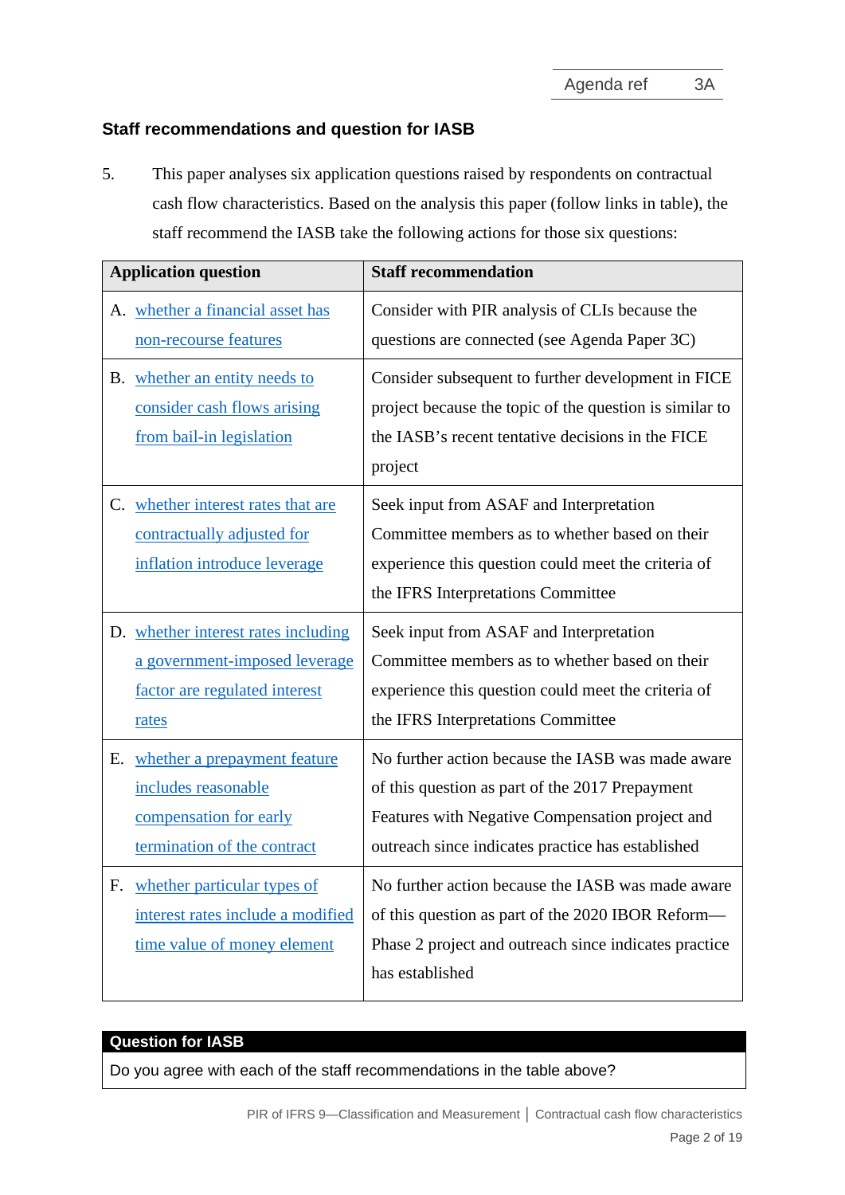## Staff recommendations and question for IASB

5. This paper analyses six application questions raised by respondents on contractual cash flow characteristics. Based on the analysis this paper (follow links in table), the staff recommend the IASB take the following actions for those six questions:

| Application question | Staff recommendation |
|---|---|
| A. whether a financial asset has non-recourse features | Consider with PIR analysis of CLIs because the questions are connected (see Agenda Paper 3C) |
| B. whether an entity needs to consider cash flows arising from bail-in legislation | Consider subsequent to further development in FICE project because the topic of the question is similar to the IASB's recent tentative decisions in the FICE project |
| C. whether interest rates that are contractually adjusted for inflation introduce leverage | Seek input from ASAF and Interpretation Committee members as to whether based on their experience this question could meet the criteria of the IFRS Interpretations Committee |
| D. whether interest rates including a government-imposed leverage factor are regulated interest rates | Seek input from ASAF and Interpretation Committee members as to whether based on their experience this question could meet the criteria of the IFRS Interpretations Committee |
| E. whether a prepayment feature includes reasonable compensation for early termination of the contract | No further action because the IASB was made aware of this question as part of the 2017 Prepayment Features with Negative Compensation project and outreach since indicates practice has established |
| F. whether particular types of interest rates include a modified time value of money element | No further action because the IASB was made aware of this question as part of the 2020 IBOR Reform—Phase 2 project and outreach since indicates practice has established |

| Question for IASB |
|---|
| Do you agree with each of the staff recommendations in the table above? |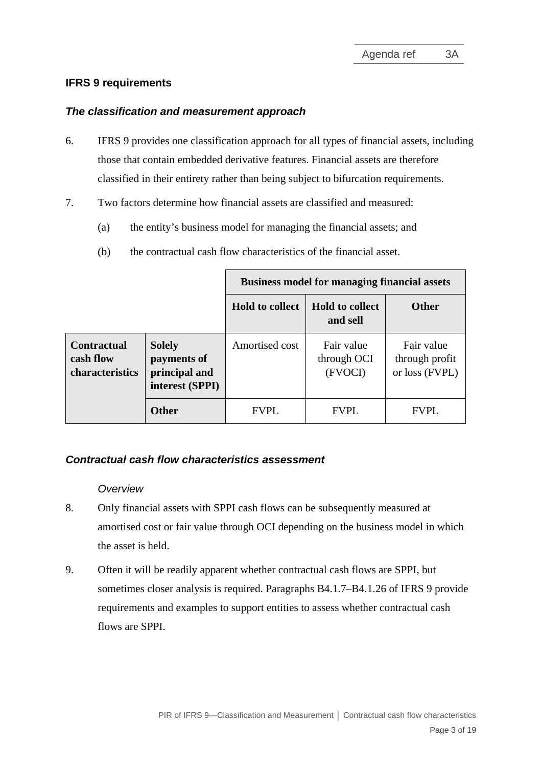## IFRS 9 requirements

### *The classification and measurement approach*

6. IFRS 9 provides one classification approach for all types of financial assets, including those that contain embedded derivative features. Financial assets are therefore classified in their entirety rather than being subject to bifurcation requirements.

7. Two factors determine how financial assets are classified and measured:

   (a) the entity's business model for managing the financial assets; and

   (b) the contractual cash flow characteristics of the financial asset.

| | | **Business model for managing financial assets** | | |
|---|---|---|---|---|
| | | **Hold to collect** | **Hold to collect and sell** | **Other** |
| **Contractual cash flow characteristics** | **Solely payments of principal and interest (SPPI)** | Amortised cost | Fair value through OCI (FVOCI) | Fair value through profit or loss (FVPL) |
| | **Other** | FVPL | FVPL | FVPL |

### *Contractual cash flow characteristics assessment*

*Overview*

8. Only financial assets with SPPI cash flows can be subsequently measured at amortised cost or fair value through OCI depending on the business model in which the asset is held.

9. Often it will be readily apparent whether contractual cash flows are SPPI, but sometimes closer analysis is required. Paragraphs B4.1.7–B4.1.26 of IFRS 9 provide requirements and examples to support entities to assess whether contractual cash flows are SPPI.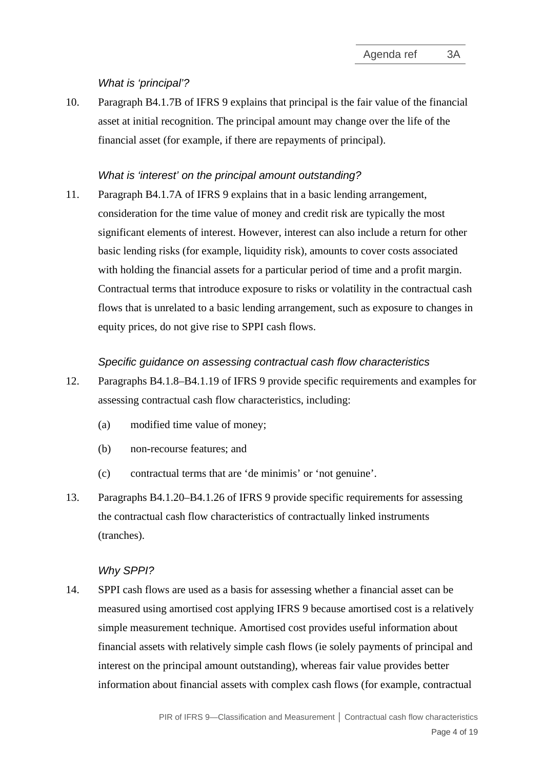*What is 'principal'?*

10. Paragraph B4.1.7B of IFRS 9 explains that principal is the fair value of the financial asset at initial recognition. The principal amount may change over the life of the financial asset (for example, if there are repayments of principal).

*What is 'interest' on the principal amount outstanding?*

11. Paragraph B4.1.7A of IFRS 9 explains that in a basic lending arrangement, consideration for the time value of money and credit risk are typically the most significant elements of interest. However, interest can also include a return for other basic lending risks (for example, liquidity risk), amounts to cover costs associated with holding the financial assets for a particular period of time and a profit margin. Contractual terms that introduce exposure to risks or volatility in the contractual cash flows that is unrelated to a basic lending arrangement, such as exposure to changes in equity prices, do not give rise to SPPI cash flows.

*Specific guidance on assessing contractual cash flow characteristics*

12. Paragraphs B4.1.8–B4.1.19 of IFRS 9 provide specific requirements and examples for assessing contractual cash flow characteristics, including:

    (a) modified time value of money;

    (b) non-recourse features; and

    (c) contractual terms that are 'de minimis' or 'not genuine'.

13. Paragraphs B4.1.20–B4.1.26 of IFRS 9 provide specific requirements for assessing the contractual cash flow characteristics of contractually linked instruments (tranches).

*Why SPPI?*

14. SPPI cash flows are used as a basis for assessing whether a financial asset can be measured using amortised cost applying IFRS 9 because amortised cost is a relatively simple measurement technique. Amortised cost provides useful information about financial assets with relatively simple cash flows (ie solely payments of principal and interest on the principal amount outstanding), whereas fair value provides better information about financial assets with complex cash flows (for example, contractual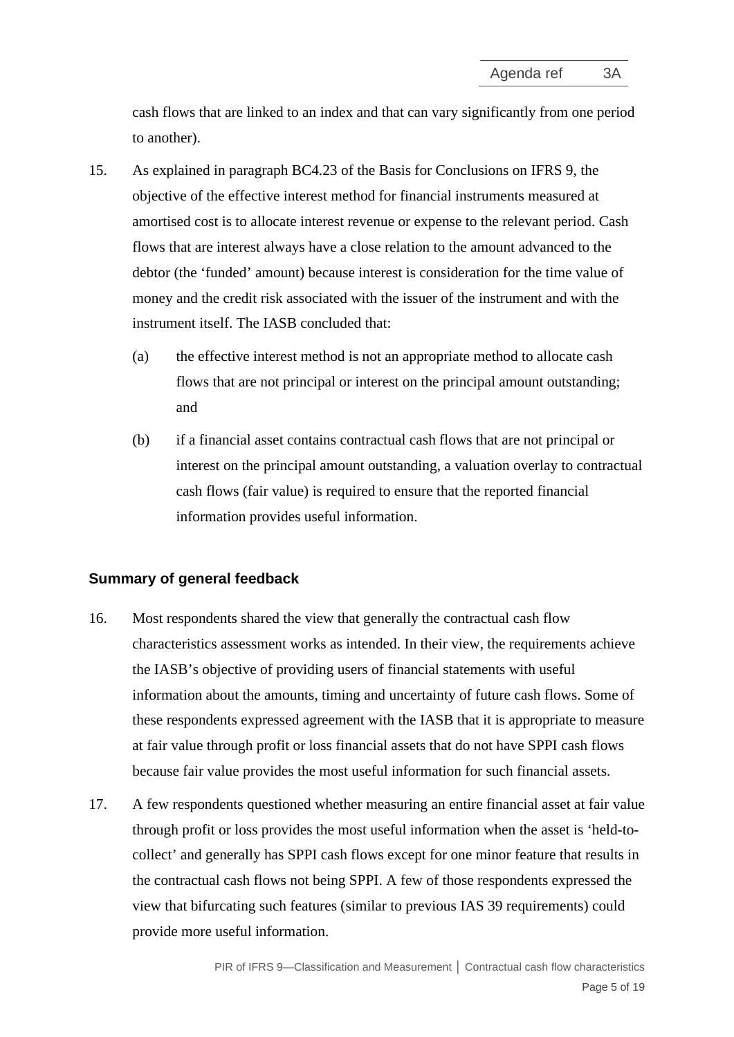cash flows that are linked to an index and that can vary significantly from one period to another).

15. As explained in paragraph BC4.23 of the Basis for Conclusions on IFRS 9, the objective of the effective interest method for financial instruments measured at amortised cost is to allocate interest revenue or expense to the relevant period. Cash flows that are interest always have a close relation to the amount advanced to the debtor (the 'funded' amount) because interest is consideration for the time value of money and the credit risk associated with the issuer of the instrument and with the instrument itself. The IASB concluded that:

    (a) the effective interest method is not an appropriate method to allocate cash flows that are not principal or interest on the principal amount outstanding; and

    (b) if a financial asset contains contractual cash flows that are not principal or interest on the principal amount outstanding, a valuation overlay to contractual cash flows (fair value) is required to ensure that the reported financial information provides useful information.

## Summary of general feedback

16. Most respondents shared the view that generally the contractual cash flow characteristics assessment works as intended. In their view, the requirements achieve the IASB's objective of providing users of financial statements with useful information about the amounts, timing and uncertainty of future cash flows. Some of these respondents expressed agreement with the IASB that it is appropriate to measure at fair value through profit or loss financial assets that do not have SPPI cash flows because fair value provides the most useful information for such financial assets.

17. A few respondents questioned whether measuring an entire financial asset at fair value through profit or loss provides the most useful information when the asset is 'held-to-collect' and generally has SPPI cash flows except for one minor feature that results in the contractual cash flows not being SPPI. A few of those respondents expressed the view that bifurcating such features (similar to previous IAS 39 requirements) could provide more useful information.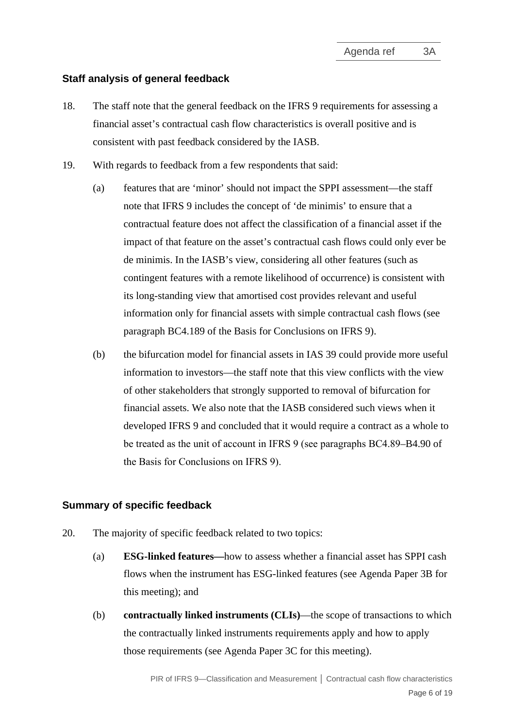### Staff analysis of general feedback

18. The staff note that the general feedback on the IFRS 9 requirements for assessing a financial asset's contractual cash flow characteristics is overall positive and is consistent with past feedback considered by the IASB.

19. With regards to feedback from a few respondents that said:

    (a) features that are 'minor' should not impact the SPPI assessment—the staff note that IFRS 9 includes the concept of 'de minimis' to ensure that a contractual feature does not affect the classification of a financial asset if the impact of that feature on the asset's contractual cash flows could only ever be de minimis. In the IASB's view, considering all other features (such as contingent features with a remote likelihood of occurrence) is consistent with its long-standing view that amortised cost provides relevant and useful information only for financial assets with simple contractual cash flows (see paragraph BC4.189 of the Basis for Conclusions on IFRS 9).

    (b) the bifurcation model for financial assets in IAS 39 could provide more useful information to investors—the staff note that this view conflicts with the view of other stakeholders that strongly supported to removal of bifurcation for financial assets. We also note that the IASB considered such views when it developed IFRS 9 and concluded that it would require a contract as a whole to be treated as the unit of account in IFRS 9 (see paragraphs BC4.89–B4.90 of the Basis for Conclusions on IFRS 9).

### Summary of specific feedback

20. The majority of specific feedback related to two topics:

    (a) **ESG-linked features—**how to assess whether a financial asset has SPPI cash flows when the instrument has ESG-linked features (see Agenda Paper 3B for this meeting); and

    (b) **contractually linked instruments (CLIs)**—the scope of transactions to which the contractually linked instruments requirements apply and how to apply those requirements (see Agenda Paper 3C for this meeting).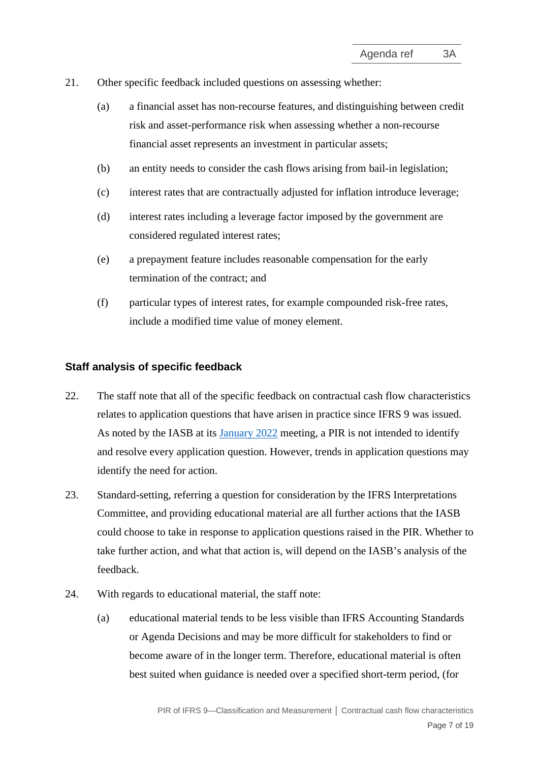21. Other specific feedback included questions on assessing whether:

    (a) a financial asset has non-recourse features, and distinguishing between credit risk and asset-performance risk when assessing whether a non-recourse financial asset represents an investment in particular assets;

    (b) an entity needs to consider the cash flows arising from bail-in legislation;

    (c) interest rates that are contractually adjusted for inflation introduce leverage;

    (d) interest rates including a leverage factor imposed by the government are considered regulated interest rates;

    (e) a prepayment feature includes reasonable compensation for the early termination of the contract; and

    (f) particular types of interest rates, for example compounded risk-free rates, include a modified time value of money element.

## Staff analysis of specific feedback

22. The staff note that all of the specific feedback on contractual cash flow characteristics relates to application questions that have arisen in practice since IFRS 9 was issued. As noted by the IASB at its January 2022 meeting, a PIR is not intended to identify and resolve every application question. However, trends in application questions may identify the need for action.

23. Standard-setting, referring a question for consideration by the IFRS Interpretations Committee, and providing educational material are all further actions that the IASB could choose to take in response to application questions raised in the PIR. Whether to take further action, and what that action is, will depend on the IASB's analysis of the feedback.

24. With regards to educational material, the staff note:

    (a) educational material tends to be less visible than IFRS Accounting Standards or Agenda Decisions and may be more difficult for stakeholders to find or become aware of in the longer term. Therefore, educational material is often best suited when guidance is needed over a specified short-term period, (for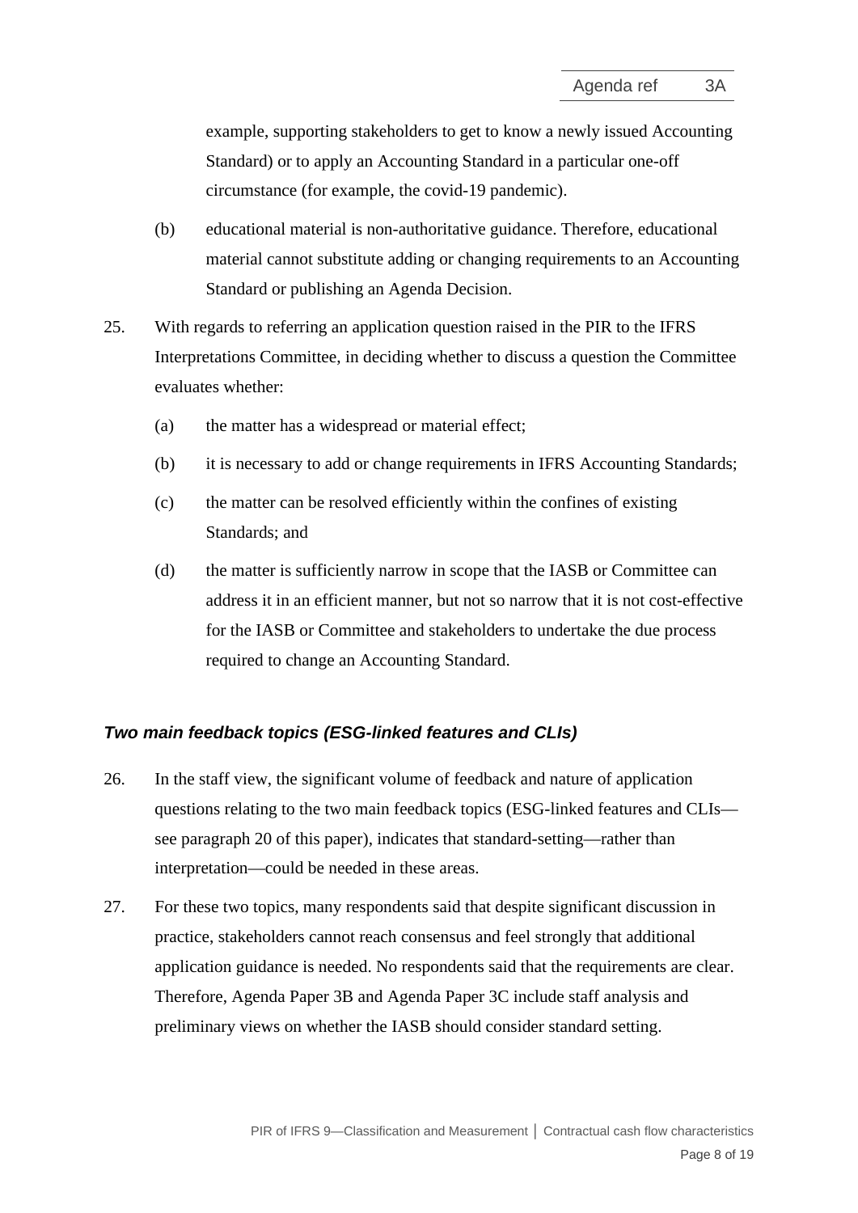example, supporting stakeholders to get to know a newly issued Accounting Standard) or to apply an Accounting Standard in a particular one-off circumstance (for example, the covid-19 pandemic).

(b) educational material is non-authoritative guidance. Therefore, educational material cannot substitute adding or changing requirements to an Accounting Standard or publishing an Agenda Decision.

25. With regards to referring an application question raised in the PIR to the IFRS Interpretations Committee, in deciding whether to discuss a question the Committee evaluates whether:

(a) the matter has a widespread or material effect;

(b) it is necessary to add or change requirements in IFRS Accounting Standards;

(c) the matter can be resolved efficiently within the confines of existing Standards; and

(d) the matter is sufficiently narrow in scope that the IASB or Committee can address it in an efficient manner, but not so narrow that it is not cost-effective for the IASB or Committee and stakeholders to undertake the due process required to change an Accounting Standard.

### *Two main feedback topics (ESG-linked features and CLIs)*

26. In the staff view, the significant volume of feedback and nature of application questions relating to the two main feedback topics (ESG-linked features and CLIs—see paragraph 20 of this paper), indicates that standard-setting—rather than interpretation—could be needed in these areas.

27. For these two topics, many respondents said that despite significant discussion in practice, stakeholders cannot reach consensus and feel strongly that additional application guidance is needed. No respondents said that the requirements are clear. Therefore, Agenda Paper 3B and Agenda Paper 3C include staff analysis and preliminary views on whether the IASB should consider standard setting.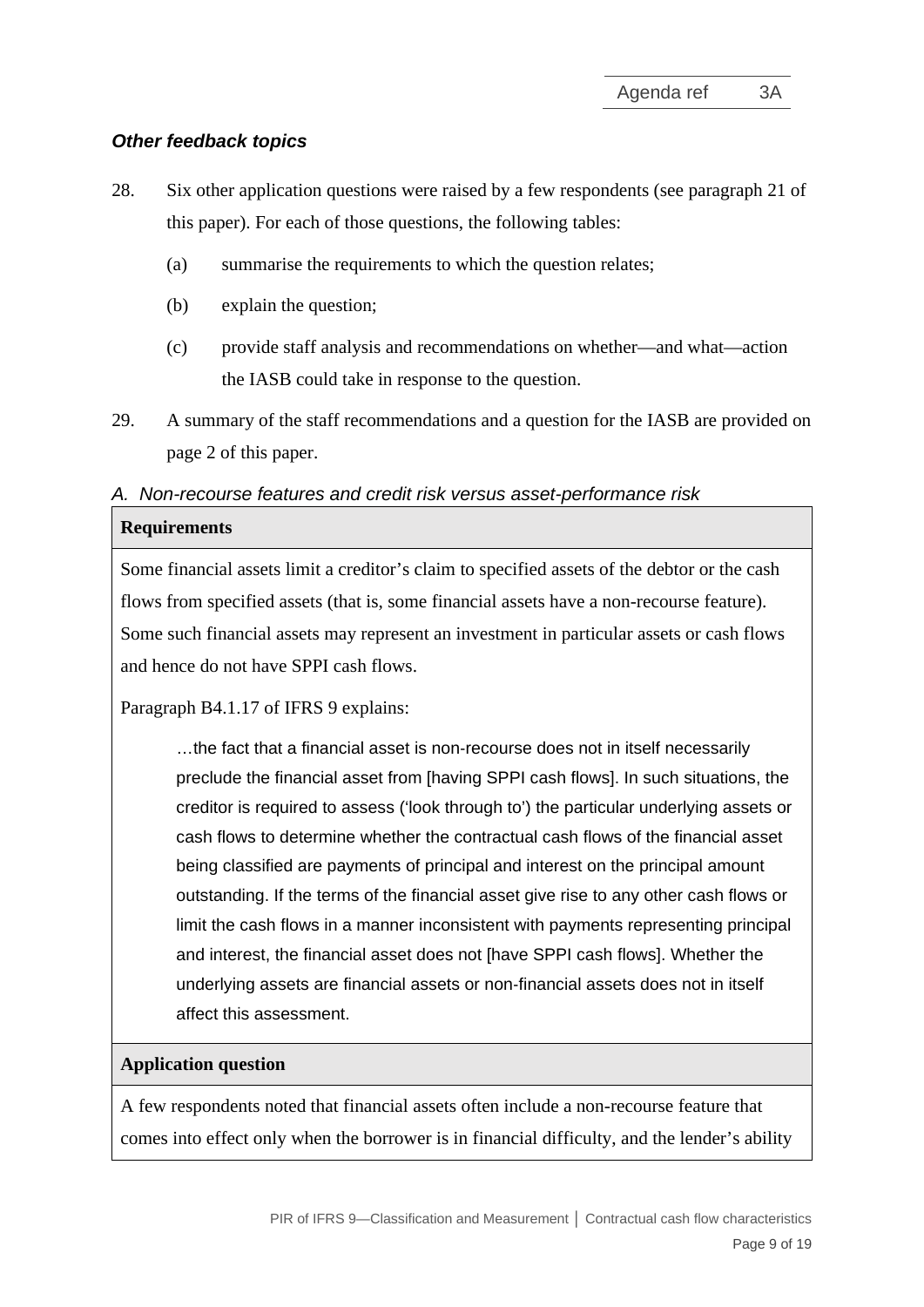### *Other feedback topics*

28. Six other application questions were raised by a few respondents (see paragraph 21 of this paper). For each of those questions, the following tables:

    (a) summarise the requirements to which the question relates;

    (b) explain the question;

    (c) provide staff analysis and recommendations on whether—and what—action the IASB could take in response to the question.

29. A summary of the staff recommendations and a question for the IASB are provided on page 2 of this paper.

*A. Non-recourse features and credit risk versus asset-performance risk*

| **Requirements** |
|---|
| Some financial assets limit a creditor's claim to specified assets of the debtor or the cash flows from specified assets (that is, some financial assets have a non-recourse feature). Some such financial assets may represent an investment in particular assets or cash flows and hence do not have SPPI cash flows.<br><br>Paragraph B4.1.17 of IFRS 9 explains:<br><br>…the fact that a financial asset is non-recourse does not in itself necessarily preclude the financial asset from [having SPPI cash flows]. In such situations, the creditor is required to assess ('look through to') the particular underlying assets or cash flows to determine whether the contractual cash flows of the financial asset being classified are payments of principal and interest on the principal amount outstanding. If the terms of the financial asset give rise to any other cash flows or limit the cash flows in a manner inconsistent with payments representing principal and interest, the financial asset does not [have SPPI cash flows]. Whether the underlying assets are financial assets or non-financial assets does not in itself affect this assessment. |
| **Application question** |
| A few respondents noted that financial assets often include a non-recourse feature that comes into effect only when the borrower is in financial difficulty, and the lender's ability |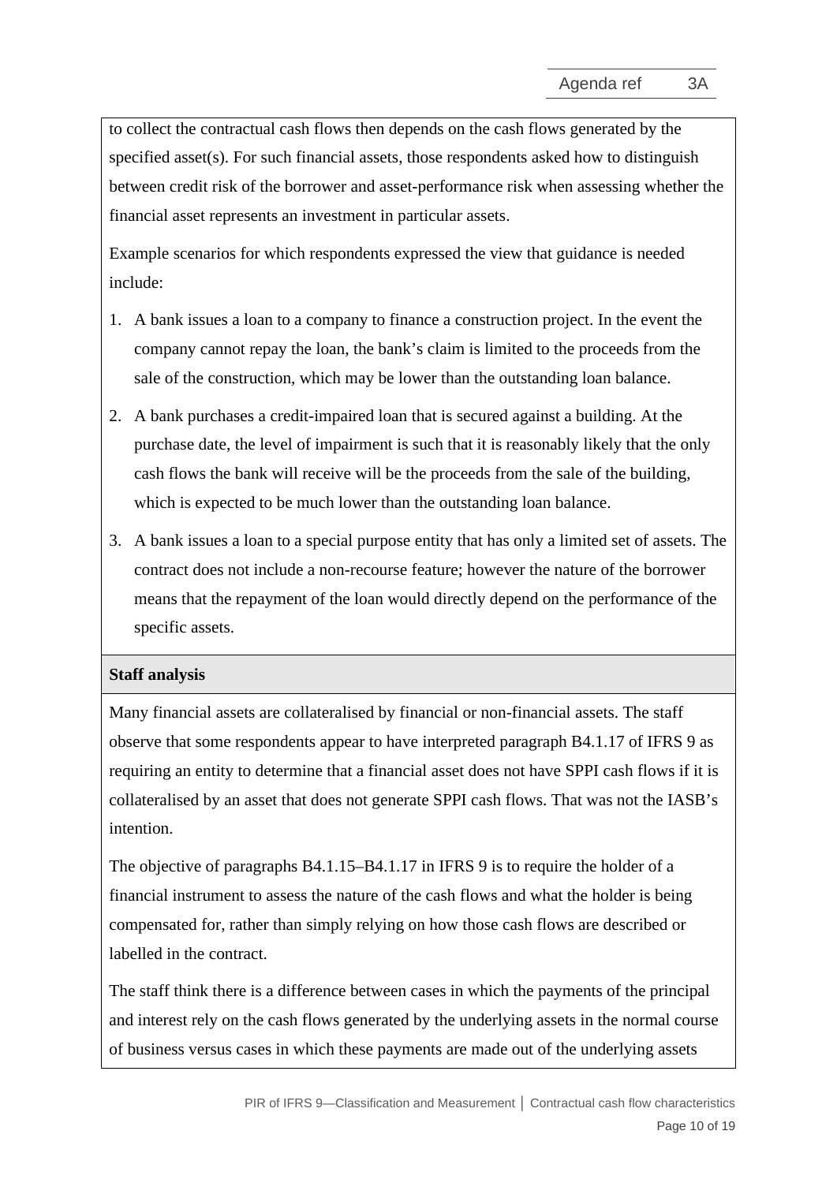to collect the contractual cash flows then depends on the cash flows generated by the specified asset(s). For such financial assets, those respondents asked how to distinguish between credit risk of the borrower and asset-performance risk when assessing whether the financial asset represents an investment in particular assets.

Example scenarios for which respondents expressed the view that guidance is needed include:

1. A bank issues a loan to a company to finance a construction project. In the event the company cannot repay the loan, the bank's claim is limited to the proceeds from the sale of the construction, which may be lower than the outstanding loan balance.
2. A bank purchases a credit-impaired loan that is secured against a building. At the purchase date, the level of impairment is such that it is reasonably likely that the only cash flows the bank will receive will be the proceeds from the sale of the building, which is expected to be much lower than the outstanding loan balance.
3. A bank issues a loan to a special purpose entity that has only a limited set of assets. The contract does not include a non-recourse feature; however the nature of the borrower means that the repayment of the loan would directly depend on the performance of the specific assets.

**Staff analysis**

Many financial assets are collateralised by financial or non-financial assets. The staff observe that some respondents appear to have interpreted paragraph B4.1.17 of IFRS 9 as requiring an entity to determine that a financial asset does not have SPPI cash flows if it is collateralised by an asset that does not generate SPPI cash flows. That was not the IASB's intention.

The objective of paragraphs B4.1.15–B4.1.17 in IFRS 9 is to require the holder of a financial instrument to assess the nature of the cash flows and what the holder is being compensated for, rather than simply relying on how those cash flows are described or labelled in the contract.

The staff think there is a difference between cases in which the payments of the principal and interest rely on the cash flows generated by the underlying assets in the normal course of business versus cases in which these payments are made out of the underlying assets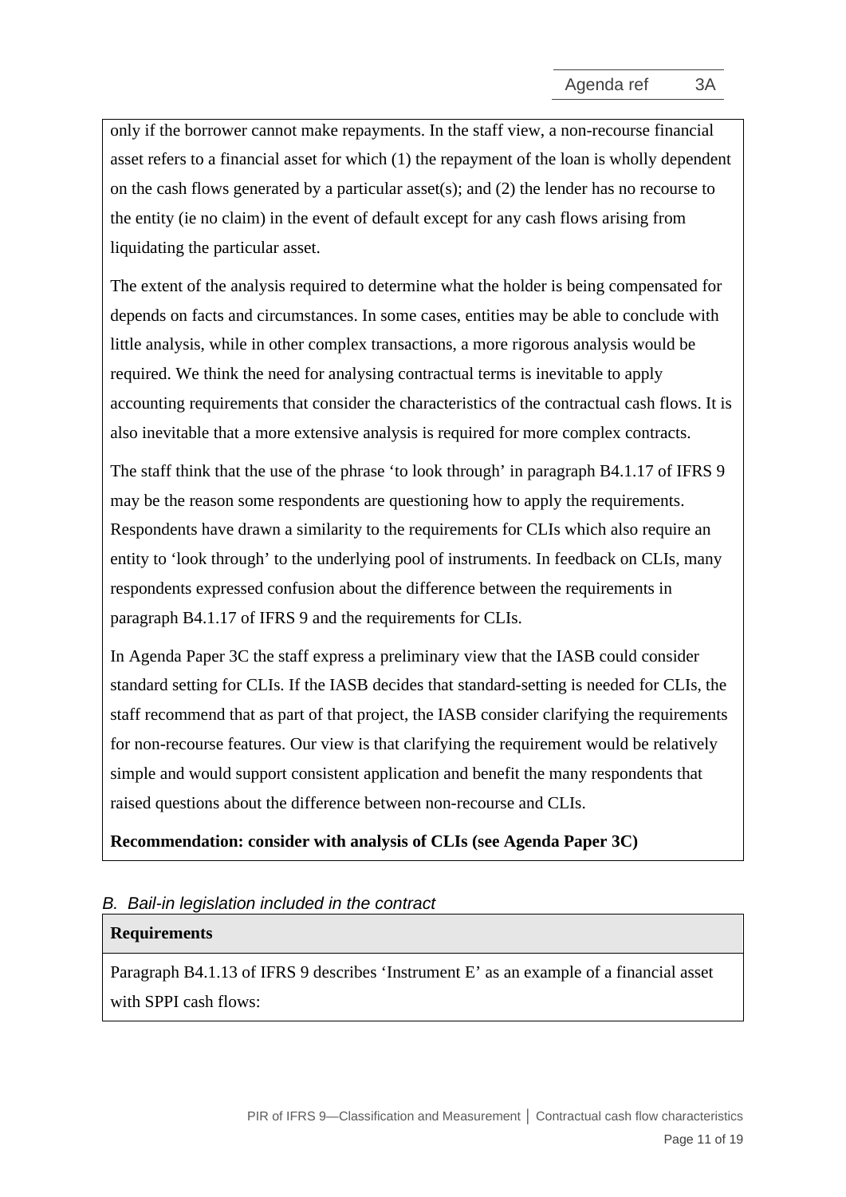only if the borrower cannot make repayments. In the staff view, a non-recourse financial asset refers to a financial asset for which (1) the repayment of the loan is wholly dependent on the cash flows generated by a particular asset(s); and (2) the lender has no recourse to the entity (ie no claim) in the event of default except for any cash flows arising from liquidating the particular asset.

The extent of the analysis required to determine what the holder is being compensated for depends on facts and circumstances. In some cases, entities may be able to conclude with little analysis, while in other complex transactions, a more rigorous analysis would be required. We think the need for analysing contractual terms is inevitable to apply accounting requirements that consider the characteristics of the contractual cash flows. It is also inevitable that a more extensive analysis is required for more complex contracts.

The staff think that the use of the phrase 'to look through' in paragraph B4.1.17 of IFRS 9 may be the reason some respondents are questioning how to apply the requirements. Respondents have drawn a similarity to the requirements for CLIs which also require an entity to 'look through' to the underlying pool of instruments. In feedback on CLIs, many respondents expressed confusion about the difference between the requirements in paragraph B4.1.17 of IFRS 9 and the requirements for CLIs.

In Agenda Paper 3C the staff express a preliminary view that the IASB could consider standard setting for CLIs. If the IASB decides that standard-setting is needed for CLIs, the staff recommend that as part of that project, the IASB consider clarifying the requirements for non-recourse features. Our view is that clarifying the requirement would be relatively simple and would support consistent application and benefit the many respondents that raised questions about the difference between non-recourse and CLIs.

**Recommendation: consider with analysis of CLIs (see Agenda Paper 3C)**

*B. Bail-in legislation included in the contract*

**Requirements**

Paragraph B4.1.13 of IFRS 9 describes 'Instrument E' as an example of a financial asset with SPPI cash flows: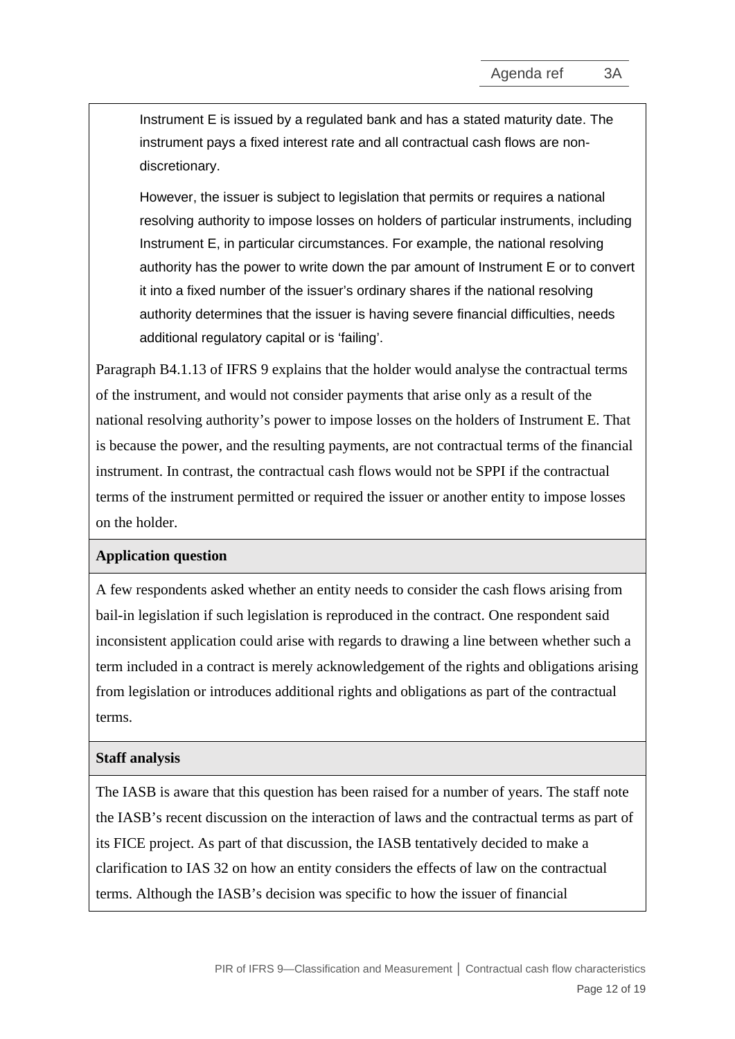Instrument E is issued by a regulated bank and has a stated maturity date. The instrument pays a fixed interest rate and all contractual cash flows are non-discretionary.

However, the issuer is subject to legislation that permits or requires a national resolving authority to impose losses on holders of particular instruments, including Instrument E, in particular circumstances. For example, the national resolving authority has the power to write down the par amount of Instrument E or to convert it into a fixed number of the issuer's ordinary shares if the national resolving authority determines that the issuer is having severe financial difficulties, needs additional regulatory capital or is 'failing'.

Paragraph B4.1.13 of IFRS 9 explains that the holder would analyse the contractual terms of the instrument, and would not consider payments that arise only as a result of the national resolving authority's power to impose losses on the holders of Instrument E. That is because the power, and the resulting payments, are not contractual terms of the financial instrument. In contrast, the contractual cash flows would not be SPPI if the contractual terms of the instrument permitted or required the issuer or another entity to impose losses on the holder.

**Application question**

A few respondents asked whether an entity needs to consider the cash flows arising from bail-in legislation if such legislation is reproduced in the contract. One respondent said inconsistent application could arise with regards to drawing a line between whether such a term included in a contract is merely acknowledgement of the rights and obligations arising from legislation or introduces additional rights and obligations as part of the contractual terms.

**Staff analysis**

The IASB is aware that this question has been raised for a number of years. The staff note the IASB's recent discussion on the interaction of laws and the contractual terms as part of its FICE project. As part of that discussion, the IASB tentatively decided to make a clarification to IAS 32 on how an entity considers the effects of law on the contractual terms. Although the IASB's decision was specific to how the issuer of financial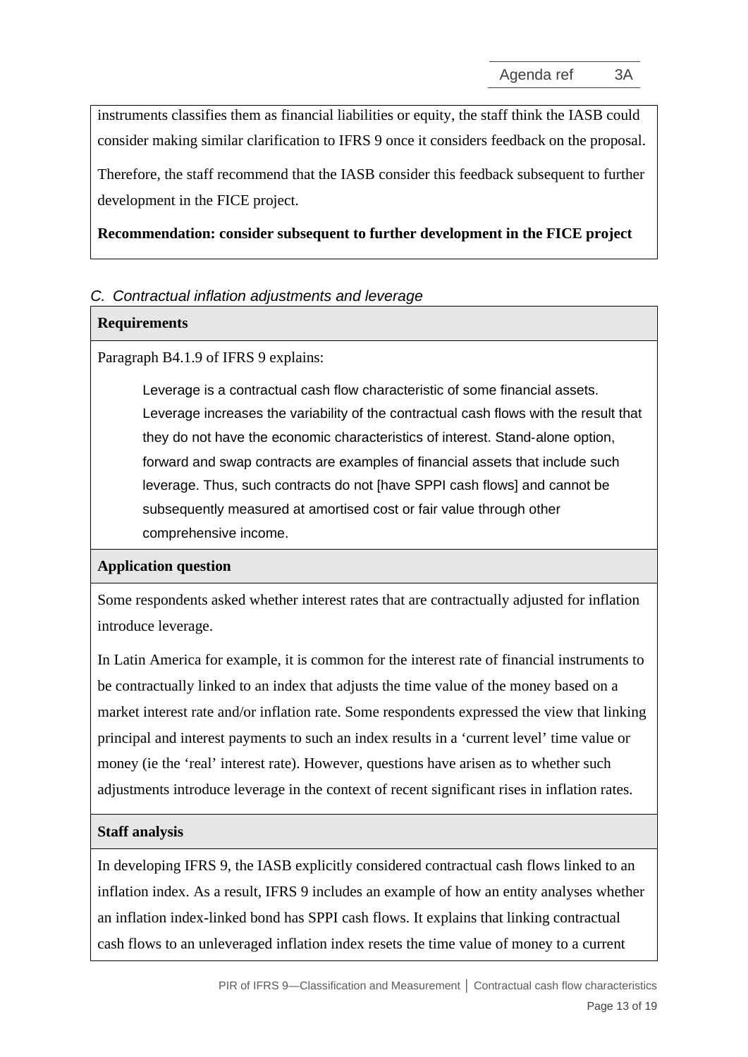instruments classifies them as financial liabilities or equity, the staff think the IASB could consider making similar clarification to IFRS 9 once it considers feedback on the proposal.

Therefore, the staff recommend that the IASB consider this feedback subsequent to further development in the FICE project.

**Recommendation: consider subsequent to further development in the FICE project**

### *C. Contractual inflation adjustments and leverage*

**Requirements**

Paragraph B4.1.9 of IFRS 9 explains:

> Leverage is a contractual cash flow characteristic of some financial assets. Leverage increases the variability of the contractual cash flows with the result that they do not have the economic characteristics of interest. Stand-alone option, forward and swap contracts are examples of financial assets that include such leverage. Thus, such contracts do not [have SPPI cash flows] and cannot be subsequently measured at amortised cost or fair value through other comprehensive income.

**Application question**

Some respondents asked whether interest rates that are contractually adjusted for inflation introduce leverage.

In Latin America for example, it is common for the interest rate of financial instruments to be contractually linked to an index that adjusts the time value of the money based on a market interest rate and/or inflation rate. Some respondents expressed the view that linking principal and interest payments to such an index results in a 'current level' time value or money (ie the 'real' interest rate). However, questions have arisen as to whether such adjustments introduce leverage in the context of recent significant rises in inflation rates.

**Staff analysis**

In developing IFRS 9, the IASB explicitly considered contractual cash flows linked to an inflation index. As a result, IFRS 9 includes an example of how an entity analyses whether an inflation index-linked bond has SPPI cash flows. It explains that linking contractual cash flows to an unleveraged inflation index resets the time value of money to a current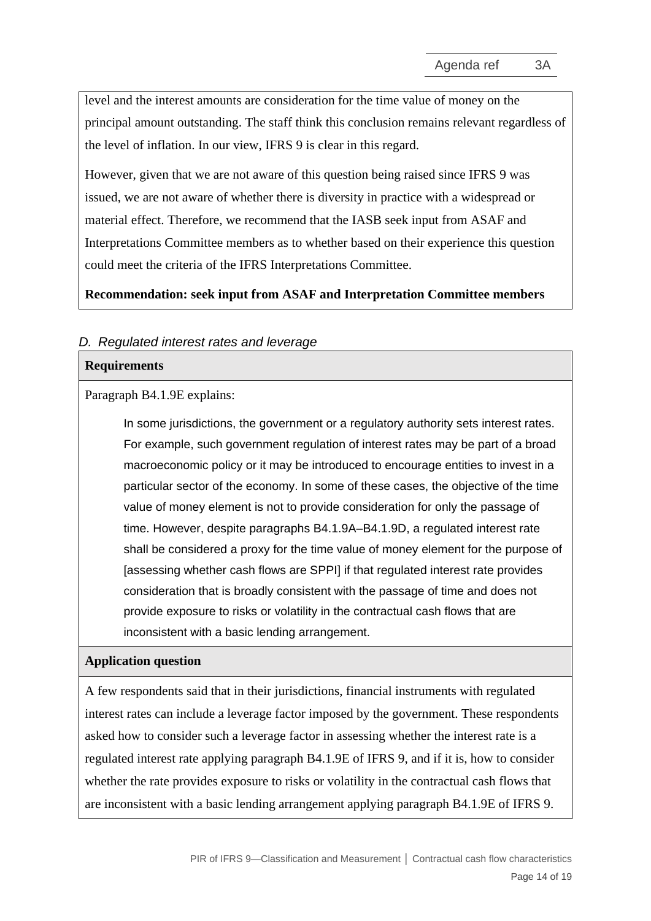level and the interest amounts are consideration for the time value of money on the principal amount outstanding. The staff think this conclusion remains relevant regardless of the level of inflation. In our view, IFRS 9 is clear in this regard.

However, given that we are not aware of this question being raised since IFRS 9 was issued, we are not aware of whether there is diversity in practice with a widespread or material effect. Therefore, we recommend that the IASB seek input from ASAF and Interpretations Committee members as to whether based on their experience this question could meet the criteria of the IFRS Interpretations Committee.

**Recommendation: seek input from ASAF and Interpretation Committee members**

### *D. Regulated interest rates and leverage*

**Requirements**

Paragraph B4.1.9E explains:

> In some jurisdictions, the government or a regulatory authority sets interest rates. For example, such government regulation of interest rates may be part of a broad macroeconomic policy or it may be introduced to encourage entities to invest in a particular sector of the economy. In some of these cases, the objective of the time value of money element is not to provide consideration for only the passage of time. However, despite paragraphs B4.1.9A–B4.1.9D, a regulated interest rate shall be considered a proxy for the time value of money element for the purpose of [assessing whether cash flows are SPPI] if that regulated interest rate provides consideration that is broadly consistent with the passage of time and does not provide exposure to risks or volatility in the contractual cash flows that are inconsistent with a basic lending arrangement.

**Application question**

A few respondents said that in their jurisdictions, financial instruments with regulated interest rates can include a leverage factor imposed by the government. These respondents asked how to consider such a leverage factor in assessing whether the interest rate is a regulated interest rate applying paragraph B4.1.9E of IFRS 9, and if it is, how to consider whether the rate provides exposure to risks or volatility in the contractual cash flows that are inconsistent with a basic lending arrangement applying paragraph B4.1.9E of IFRS 9.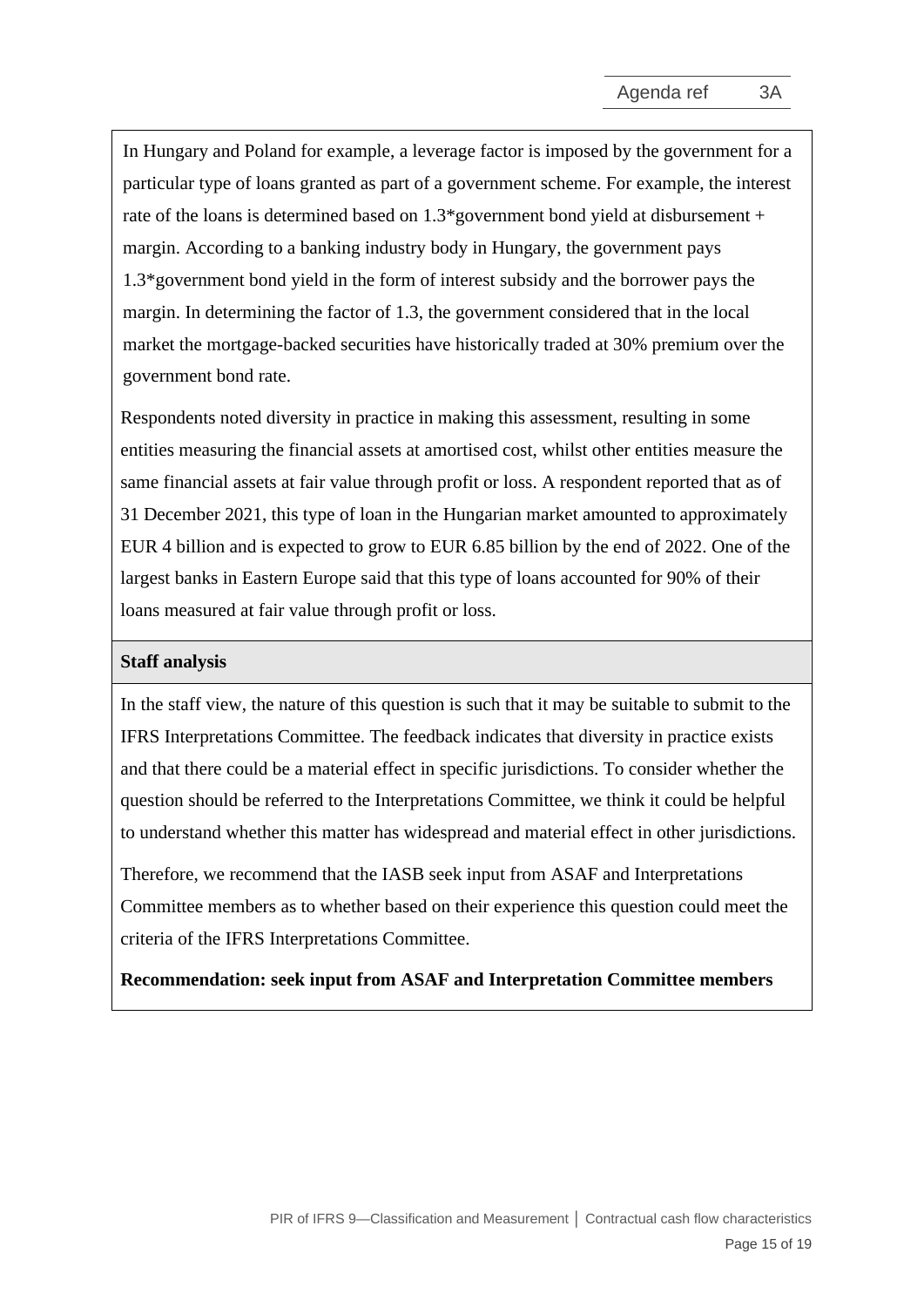In Hungary and Poland for example, a leverage factor is imposed by the government for a particular type of loans granted as part of a government scheme. For example, the interest rate of the loans is determined based on 1.3*government bond yield at disbursement + margin. According to a banking industry body in Hungary, the government pays 1.3*government bond yield in the form of interest subsidy and the borrower pays the margin. In determining the factor of 1.3, the government considered that in the local market the mortgage-backed securities have historically traded at 30% premium over the government bond rate.

Respondents noted diversity in practice in making this assessment, resulting in some entities measuring the financial assets at amortised cost, whilst other entities measure the same financial assets at fair value through profit or loss. A respondent reported that as of 31 December 2021, this type of loan in the Hungarian market amounted to approximately EUR 4 billion and is expected to grow to EUR 6.85 billion by the end of 2022. One of the largest banks in Eastern Europe said that this type of loans accounted for 90% of their loans measured at fair value through profit or loss.

**Staff analysis**

In the staff view, the nature of this question is such that it may be suitable to submit to the IFRS Interpretations Committee. The feedback indicates that diversity in practice exists and that there could be a material effect in specific jurisdictions. To consider whether the question should be referred to the Interpretations Committee, we think it could be helpful to understand whether this matter has widespread and material effect in other jurisdictions.

Therefore, we recommend that the IASB seek input from ASAF and Interpretations Committee members as to whether based on their experience this question could meet the criteria of the IFRS Interpretations Committee.

**Recommendation: seek input from ASAF and Interpretation Committee members**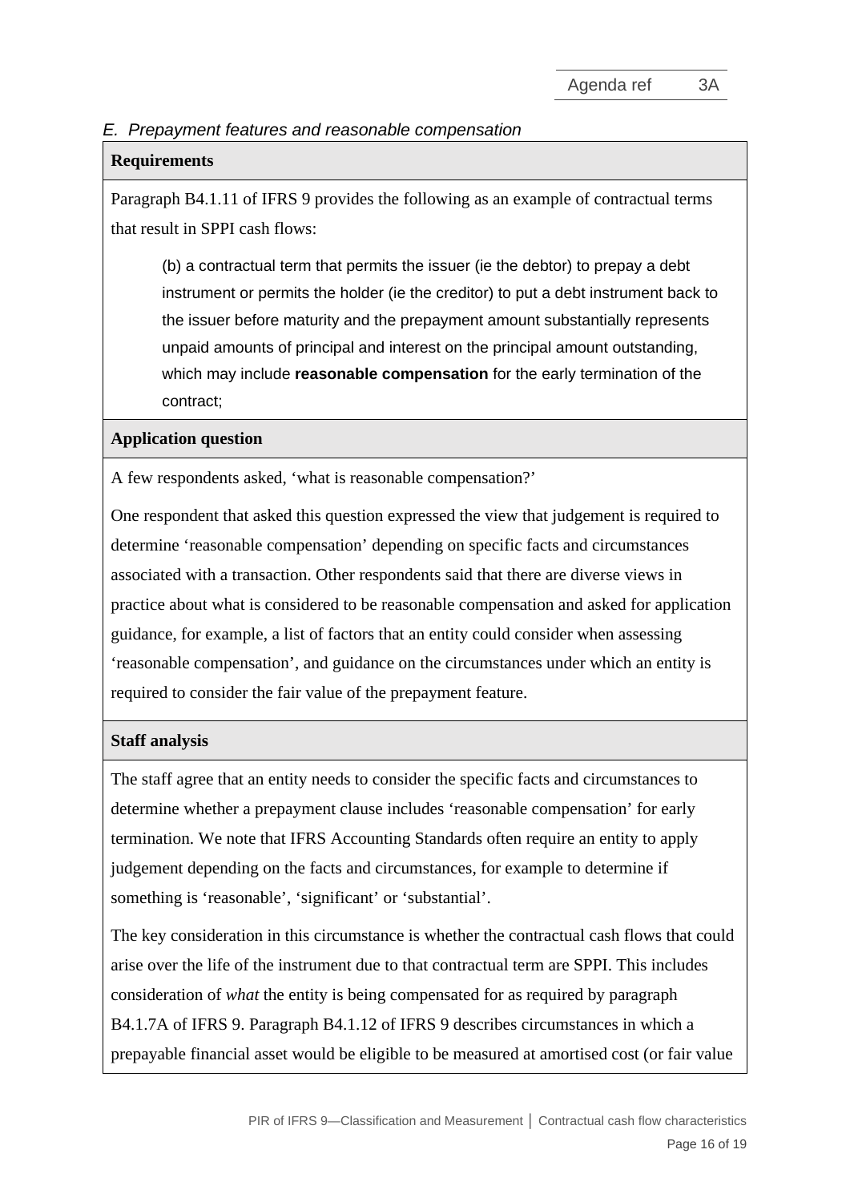*E. Prepayment features and reasonable compensation*

**Requirements**

Paragraph B4.1.11 of IFRS 9 provides the following as an example of contractual terms that result in SPPI cash flows:

> (b) a contractual term that permits the issuer (ie the debtor) to prepay a debt instrument or permits the holder (ie the creditor) to put a debt instrument back to the issuer before maturity and the prepayment amount substantially represents unpaid amounts of principal and interest on the principal amount outstanding, which may include **reasonable compensation** for the early termination of the contract;

**Application question**

A few respondents asked, 'what is reasonable compensation?'

One respondent that asked this question expressed the view that judgement is required to determine 'reasonable compensation' depending on specific facts and circumstances associated with a transaction. Other respondents said that there are diverse views in practice about what is considered to be reasonable compensation and asked for application guidance, for example, a list of factors that an entity could consider when assessing 'reasonable compensation', and guidance on the circumstances under which an entity is required to consider the fair value of the prepayment feature.

**Staff analysis**

The staff agree that an entity needs to consider the specific facts and circumstances to determine whether a prepayment clause includes 'reasonable compensation' for early termination. We note that IFRS Accounting Standards often require an entity to apply judgement depending on the facts and circumstances, for example to determine if something is 'reasonable', 'significant' or 'substantial'.

The key consideration in this circumstance is whether the contractual cash flows that could arise over the life of the instrument due to that contractual term are SPPI. This includes consideration of *what* the entity is being compensated for as required by paragraph B4.1.7A of IFRS 9. Paragraph B4.1.12 of IFRS 9 describes circumstances in which a prepayable financial asset would be eligible to be measured at amortised cost (or fair value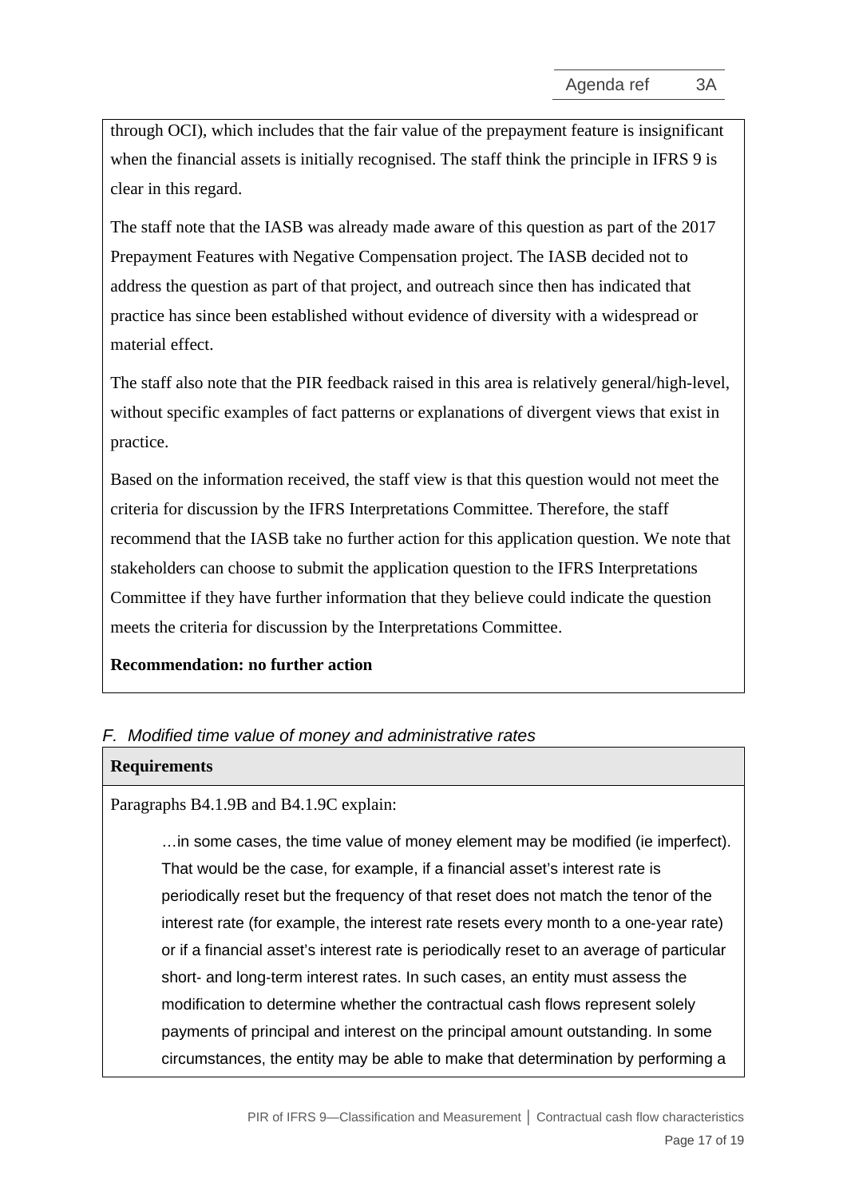through OCI), which includes that the fair value of the prepayment feature is insignificant when the financial assets is initially recognised. The staff think the principle in IFRS 9 is clear in this regard.

The staff note that the IASB was already made aware of this question as part of the 2017 Prepayment Features with Negative Compensation project. The IASB decided not to address the question as part of that project, and outreach since then has indicated that practice has since been established without evidence of diversity with a widespread or material effect.

The staff also note that the PIR feedback raised in this area is relatively general/high-level, without specific examples of fact patterns or explanations of divergent views that exist in practice.

Based on the information received, the staff view is that this question would not meet the criteria for discussion by the IFRS Interpretations Committee. Therefore, the staff recommend that the IASB take no further action for this application question. We note that stakeholders can choose to submit the application question to the IFRS Interpretations Committee if they have further information that they believe could indicate the question meets the criteria for discussion by the Interpretations Committee.

**Recommendation: no further action**

## *F. Modified time value of money and administrative rates*

**Requirements**

Paragraphs B4.1.9B and B4.1.9C explain:

> …in some cases, the time value of money element may be modified (ie imperfect). That would be the case, for example, if a financial asset's interest rate is periodically reset but the frequency of that reset does not match the tenor of the interest rate (for example, the interest rate resets every month to a one-year rate) or if a financial asset's interest rate is periodically reset to an average of particular short- and long-term interest rates. In such cases, an entity must assess the modification to determine whether the contractual cash flows represent solely payments of principal and interest on the principal amount outstanding. In some circumstances, the entity may be able to make that determination by performing a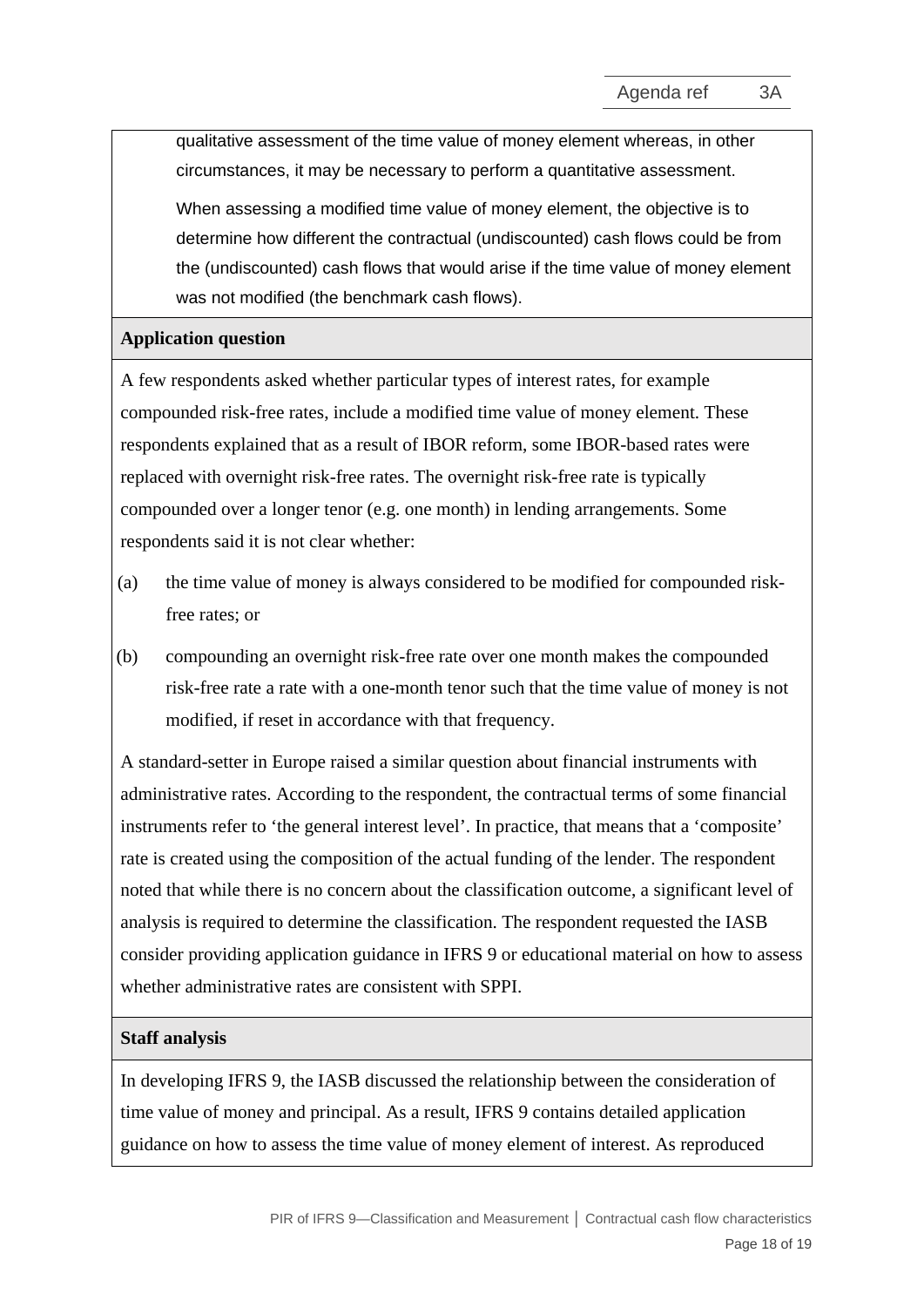qualitative assessment of the time value of money element whereas, in other circumstances, it may be necessary to perform a quantitative assessment.

When assessing a modified time value of money element, the objective is to determine how different the contractual (undiscounted) cash flows could be from the (undiscounted) cash flows that would arise if the time value of money element was not modified (the benchmark cash flows).

**Application question**

A few respondents asked whether particular types of interest rates, for example compounded risk-free rates, include a modified time value of money element. These respondents explained that as a result of IBOR reform, some IBOR-based rates were replaced with overnight risk-free rates. The overnight risk-free rate is typically compounded over a longer tenor (e.g. one month) in lending arrangements. Some respondents said it is not clear whether:

(a) the time value of money is always considered to be modified for compounded risk-free rates; or

(b) compounding an overnight risk-free rate over one month makes the compounded risk-free rate a rate with a one-month tenor such that the time value of money is not modified, if reset in accordance with that frequency.

A standard-setter in Europe raised a similar question about financial instruments with administrative rates. According to the respondent, the contractual terms of some financial instruments refer to 'the general interest level'. In practice, that means that a 'composite' rate is created using the composition of the actual funding of the lender. The respondent noted that while there is no concern about the classification outcome, a significant level of analysis is required to determine the classification. The respondent requested the IASB consider providing application guidance in IFRS 9 or educational material on how to assess whether administrative rates are consistent with SPPI.

**Staff analysis**

In developing IFRS 9, the IASB discussed the relationship between the consideration of time value of money and principal. As a result, IFRS 9 contains detailed application guidance on how to assess the time value of money element of interest. As reproduced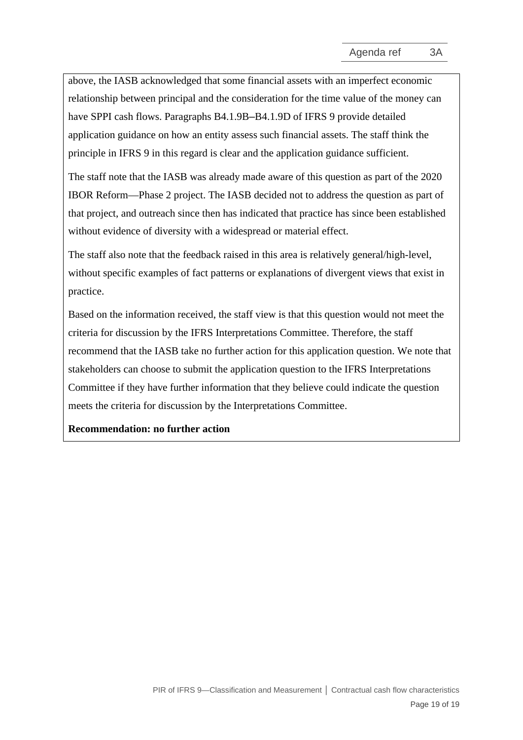above, the IASB acknowledged that some financial assets with an imperfect economic relationship between principal and the consideration for the time value of the money can have SPPI cash flows. Paragraphs B4.1.9B–B4.1.9D of IFRS 9 provide detailed application guidance on how an entity assess such financial assets. The staff think the principle in IFRS 9 in this regard is clear and the application guidance sufficient.

The staff note that the IASB was already made aware of this question as part of the 2020 IBOR Reform—Phase 2 project. The IASB decided not to address the question as part of that project, and outreach since then has indicated that practice has since been established without evidence of diversity with a widespread or material effect.

The staff also note that the feedback raised in this area is relatively general/high-level, without specific examples of fact patterns or explanations of divergent views that exist in practice.

Based on the information received, the staff view is that this question would not meet the criteria for discussion by the IFRS Interpretations Committee. Therefore, the staff recommend that the IASB take no further action for this application question. We note that stakeholders can choose to submit the application question to the IFRS Interpretations Committee if they have further information that they believe could indicate the question meets the criteria for discussion by the Interpretations Committee.

**Recommendation: no further action**